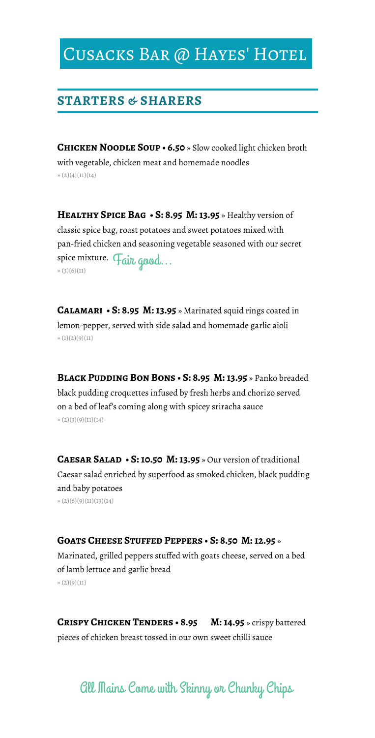# Cusacks Bar @ Hayes' Hotel

## STARTERS & SHARERS

**Chicken Noodle Soup • 6.50** » Slow cooked light chicken broth with vegetable, chicken meat and homemade noodles
» (2)(4)(11)(14)

**Healthy Spice Bag • S: 8.95 M: 13.95** » Healthy version of classic spice bag, roast potatoes and sweet potatoes mixed with pan-fried chicken and seasoning vegetable seasoned with our secret spice mixture. Fair good...
» (3)(6)(11)

**Calamari • S: 8.95 M: 13.95** » Marinated squid rings coated in lemon-pepper, served with side salad and homemade garlic aioli
» (1)(2)(9)(11)

**Black Pudding Bon Bons • S: 8.95 M: 13.95** » Panko breaded black pudding croquettes infused by fresh herbs and chorizo served on a bed of leaf's coming along with spicey sriracha sauce
» (2)(3)(9)(11)(14)

**Caesar Salad • S: 10.50 M: 13.95** » Our version of traditional Caesar salad enriched by superfood as smoked chicken, black pudding and baby potatoes
» (2)(6)(9)(11)(13)(14)

**Goats Cheese Stuffed Peppers • S: 8.50 M: 12.95** » Marinated, grilled peppers stuffed with goats cheese, served on a bed of lamb lettuce and garlic bread
» (2)(9)(11)

**Crispy Chicken Tenders • 8.95 M: 14.95** » crispy battered pieces of chicken breast tossed in our own sweet chilli sauce

All Mains Come with Skinny or Chunky Chips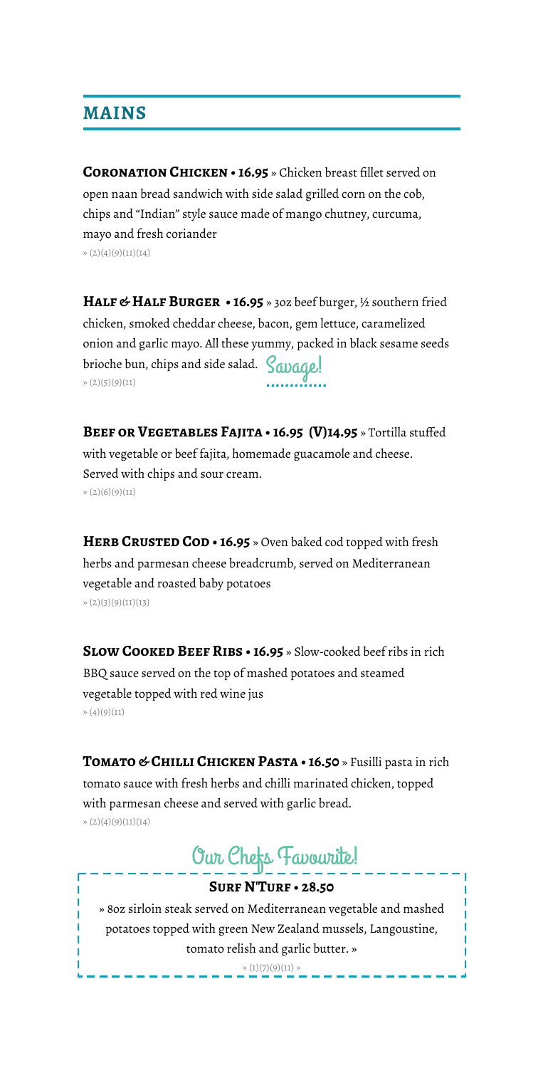## MAINS

**CORONATION CHICKEN • 16.95** » Chicken breast fillet served on open naan bread sandwich with side salad grilled corn on the cob, chips and "Indian" style sauce made of mango chutney, curcuma, mayo and fresh coriander
» (2)(4)(9)(11)(14)

**HALF & HALF BURGER • 16.95** » 3oz beef burger, ½ southern fried chicken, smoked cheddar cheese, bacon, gem lettuce, caramelized onion and garlic mayo. All these yummy, packed in black sesame seeds brioche bun, chips and side salad. Savage!
» (2)(5)(9)(11)

**BEEF OR VEGETABLES FAJITA • 16.95 (V)14.95** » Tortilla stuffed with vegetable or beef fajita, homemade guacamole and cheese. Served with chips and sour cream.
» (2)(6)(9)(11)

**HERB CRUSTED COD • 16.95** » Oven baked cod topped with fresh herbs and parmesan cheese breadcrumb, served on Mediterranean vegetable and roasted baby potatoes
» (2)(3)(9)(11)(13)

**SLOW COOKED BEEF RIBS • 16.95** » Slow-cooked beef ribs in rich BBQ sauce served on the top of mashed potatoes and steamed vegetable topped with red wine jus
» (4)(9)(11)

**TOMATO & CHILLI CHICKEN PASTA • 16.50** » Fusilli pasta in rich tomato sauce with fresh herbs and chilli marinated chicken, topped with parmesan cheese and served with garlic bread.
» (2)(4)(9)(11)(14)

### Our Chefs Favourite!

**SURF N'TURF • 28.50**

» 8oz sirloin steak served on Mediterranean vegetable and mashed potatoes topped with green New Zealand mussels, Langoustine, tomato relish and garlic butter. »
» (1)(7)(9)(11) »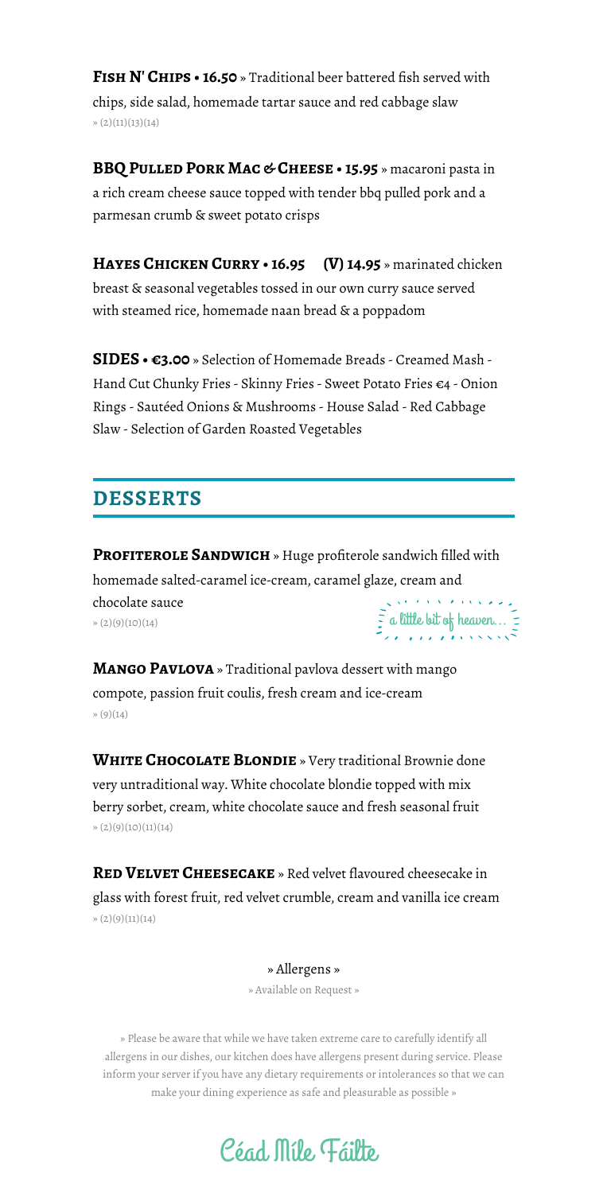**Fish N' Chips • 16.50** » Traditional beer battered fish served with chips, side salad, homemade tartar sauce and red cabbage slaw
» (2)(11)(13)(14)

**BBQ Pulled Pork Mac & Cheese • 15.95** » macaroni pasta in a rich cream cheese sauce topped with tender bbq pulled pork and a parmesan crumb & sweet potato crisps

**Hayes Chicken Curry • 16.95 (V) 14.95** » marinated chicken breast & seasonal vegetables tossed in our own curry sauce served with steamed rice, homemade naan bread & a poppadom

**SIDES • €3.00** » Selection of Homemade Breads - Creamed Mash - Hand Cut Chunky Fries - Skinny Fries - Sweet Potato Fries €4 - Onion Rings - Sautéed Onions & Mushrooms - House Salad - Red Cabbage Slaw - Selection of Garden Roasted Vegetables

## DESSERTS

**Profiterole Sandwich** » Huge profiterole sandwich filled with homemade salted-caramel ice-cream, caramel glaze, cream and chocolate sauce
» (2)(9)(10)(14)

a little bit of heaven...

**Mango Pavlova** » Traditional pavlova dessert with mango compote, passion fruit coulis, fresh cream and ice-cream
» (9)(14)

**White Chocolate Blondie** » Very traditional Brownie done very untraditional way. White chocolate blondie topped with mix berry sorbet, cream, white chocolate sauce and fresh seasonal fruit
» (2)(9)(10)(11)(14)

**Red Velvet Cheesecake** » Red velvet flavoured cheesecake in glass with forest fruit, red velvet crumble, cream and vanilla ice cream
» (2)(9)(11)(14)

» Allergens »

» Available on Request »

» Please be aware that while we have taken extreme care to carefully identify all allergens in our dishes, our kitchen does have allergens present during service. Please inform your server if you have any dietary requirements or intolerances so that we can make your dining experience as safe and pleasurable as possible »

Céad Míle Fáilte